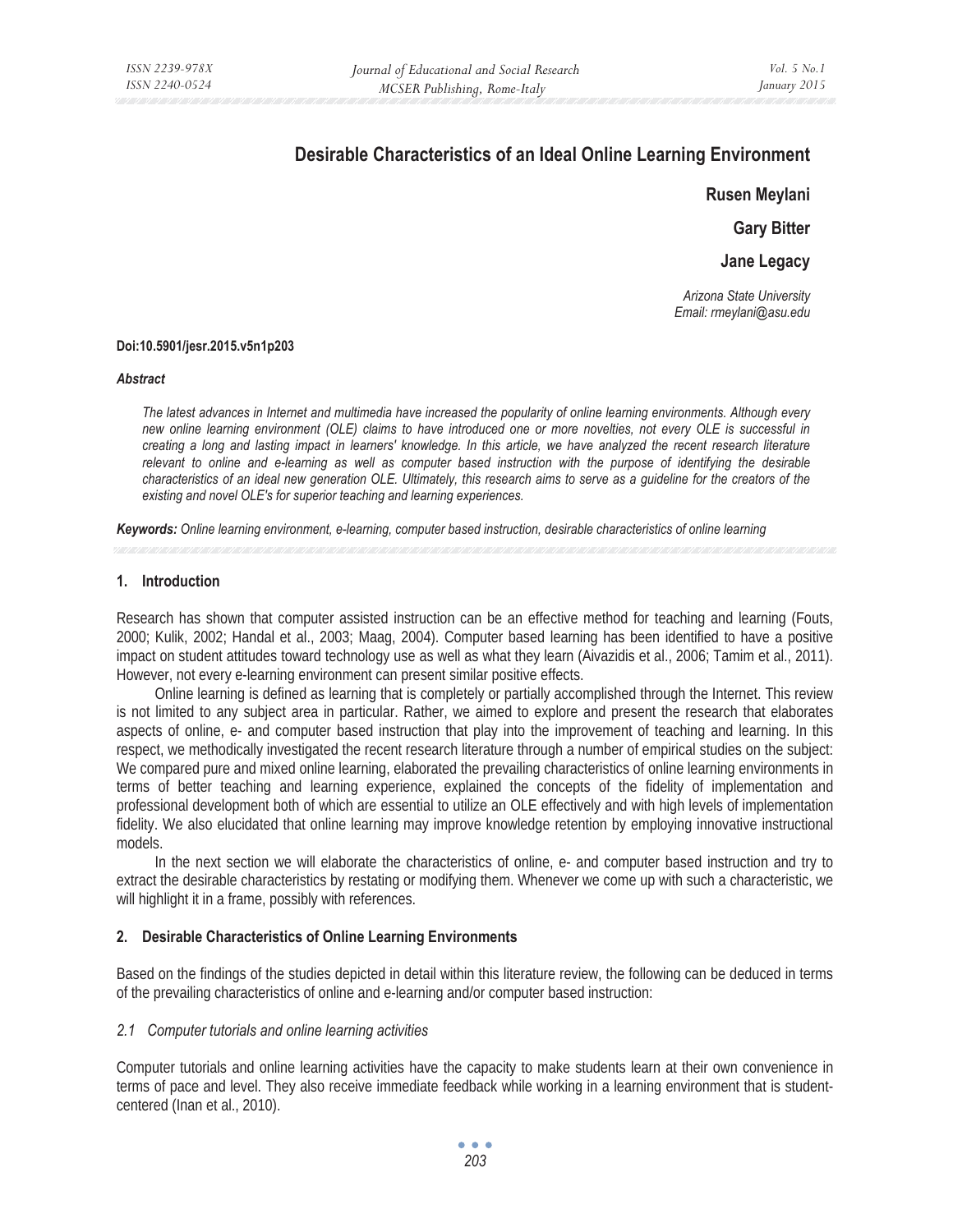# Desirable Characteristics of an Ideal Online Learning Environment

**Rusen Meylani**

**Gary Bitter**

**Jane Legacy**

*Arizona State University*
*Email: rmeylani@asu.edu*

**Doi:10.5901/jesr.2015.v5n1p203**

***Abstract***

*The latest advances in Internet and multimedia have increased the popularity of online learning environments. Although every new online learning environment (OLE) claims to have introduced one or more novelties, not every OLE is successful in creating a long and lasting impact in learners' knowledge. In this article, we have analyzed the recent research literature relevant to online and e-learning as well as computer based instruction with the purpose of identifying the desirable characteristics of an ideal new generation OLE. Ultimately, this research aims to serve as a guideline for the creators of the existing and novel OLE's for superior teaching and learning experiences.*

***Keywords:*** *Online learning environment, e-learning, computer based instruction, desirable characteristics of online learning*

## 1. Introduction

Research has shown that computer assisted instruction can be an effective method for teaching and learning (Fouts, 2000; Kulik, 2002; Handal et al., 2003; Maag, 2004). Computer based learning has been identified to have a positive impact on student attitudes toward technology use as well as what they learn (Aivazidis et al., 2006; Tamim et al., 2011). However, not every e-learning environment can present similar positive effects.

Online learning is defined as learning that is completely or partially accomplished through the Internet. This review is not limited to any subject area in particular. Rather, we aimed to explore and present the research that elaborates aspects of online, e- and computer based instruction that play into the improvement of teaching and learning. In this respect, we methodically investigated the recent research literature through a number of empirical studies on the subject: We compared pure and mixed online learning, elaborated the prevailing characteristics of online learning environments in terms of better teaching and learning experience, explained the concepts of the fidelity of implementation and professional development both of which are essential to utilize an OLE effectively and with high levels of implementation fidelity. We also elucidated that online learning may improve knowledge retention by employing innovative instructional models.

In the next section we will elaborate the characteristics of online, e- and computer based instruction and try to extract the desirable characteristics by restating or modifying them. Whenever we come up with such a characteristic, we will highlight it in a frame, possibly with references.

## 2. Desirable Characteristics of Online Learning Environments

Based on the findings of the studies depicted in detail within this literature review, the following can be deduced in terms of the prevailing characteristics of online and e-learning and/or computer based instruction:

### *2.1 Computer tutorials and online learning activities*

Computer tutorials and online learning activities have the capacity to make students learn at their own convenience in terms of pace and level. They also receive immediate feedback while working in a learning environment that is student-centered (Inan et al., 2010).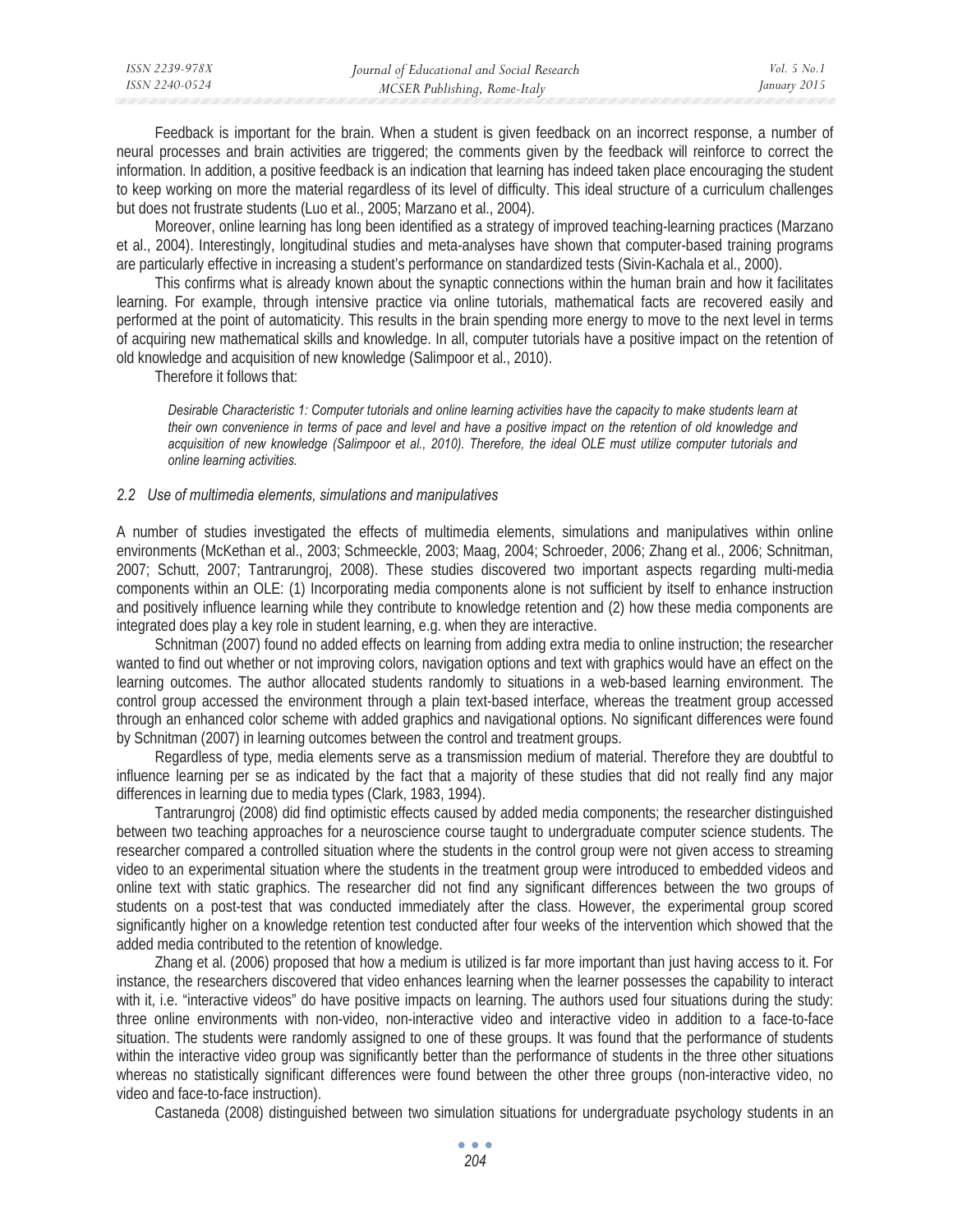Feedback is important for the brain. When a student is given feedback on an incorrect response, a number of neural processes and brain activities are triggered; the comments given by the feedback will reinforce to correct the information. In addition, a positive feedback is an indication that learning has indeed taken place encouraging the student to keep working on more the material regardless of its level of difficulty. This ideal structure of a curriculum challenges but does not frustrate students (Luo et al., 2005; Marzano et al., 2004).

Moreover, online learning has long been identified as a strategy of improved teaching-learning practices (Marzano et al., 2004). Interestingly, longitudinal studies and meta-analyses have shown that computer-based training programs are particularly effective in increasing a student's performance on standardized tests (Sivin-Kachala et al., 2000).

This confirms what is already known about the synaptic connections within the human brain and how it facilitates learning. For example, through intensive practice via online tutorials, mathematical facts are recovered easily and performed at the point of automaticity. This results in the brain spending more energy to move to the next level in terms of acquiring new mathematical skills and knowledge. In all, computer tutorials have a positive impact on the retention of old knowledge and acquisition of new knowledge (Salimpoor et al., 2010).

Therefore it follows that:

> *Desirable Characteristic 1: Computer tutorials and online learning activities have the capacity to make students learn at their own convenience in terms of pace and level and have a positive impact on the retention of old knowledge and acquisition of new knowledge (Salimpoor et al., 2010). Therefore, the ideal OLE must utilize computer tutorials and online learning activities.*

### *2.2 Use of multimedia elements, simulations and manipulatives*

A number of studies investigated the effects of multimedia elements, simulations and manipulatives within online environments (McKethan et al., 2003; Schmeeckle, 2003; Maag, 2004; Schroeder, 2006; Zhang et al., 2006; Schnitman, 2007; Schutt, 2007; Tantrarungroj, 2008). These studies discovered two important aspects regarding multi-media components within an OLE: (1) Incorporating media components alone is not sufficient by itself to enhance instruction and positively influence learning while they contribute to knowledge retention and (2) how these media components are integrated does play a key role in student learning, e.g. when they are interactive.

Schnitman (2007) found no added effects on learning from adding extra media to online instruction; the researcher wanted to find out whether or not improving colors, navigation options and text with graphics would have an effect on the learning outcomes. The author allocated students randomly to situations in a web-based learning environment. The control group accessed the environment through a plain text-based interface, whereas the treatment group accessed through an enhanced color scheme with added graphics and navigational options. No significant differences were found by Schnitman (2007) in learning outcomes between the control and treatment groups.

Regardless of type, media elements serve as a transmission medium of material. Therefore they are doubtful to influence learning per se as indicated by the fact that a majority of these studies that did not really find any major differences in learning due to media types (Clark, 1983, 1994).

Tantrarungroj (2008) did find optimistic effects caused by added media components; the researcher distinguished between two teaching approaches for a neuroscience course taught to undergraduate computer science students. The researcher compared a controlled situation where the students in the control group were not given access to streaming video to an experimental situation where the students in the treatment group were introduced to embedded videos and online text with static graphics. The researcher did not find any significant differences between the two groups of students on a post-test that was conducted immediately after the class. However, the experimental group scored significantly higher on a knowledge retention test conducted after four weeks of the intervention which showed that the added media contributed to the retention of knowledge.

Zhang et al. (2006) proposed that how a medium is utilized is far more important than just having access to it. For instance, the researchers discovered that video enhances learning when the learner possesses the capability to interact with it, i.e. "interactive videos" do have positive impacts on learning. The authors used four situations during the study: three online environments with non-video, non-interactive video and interactive video in addition to a face-to-face situation. The students were randomly assigned to one of these groups. It was found that the performance of students within the interactive video group was significantly better than the performance of students in the three other situations whereas no statistically significant differences were found between the other three groups (non-interactive video, no video and face-to-face instruction).

Castaneda (2008) distinguished between two simulation situations for undergraduate psychology students in an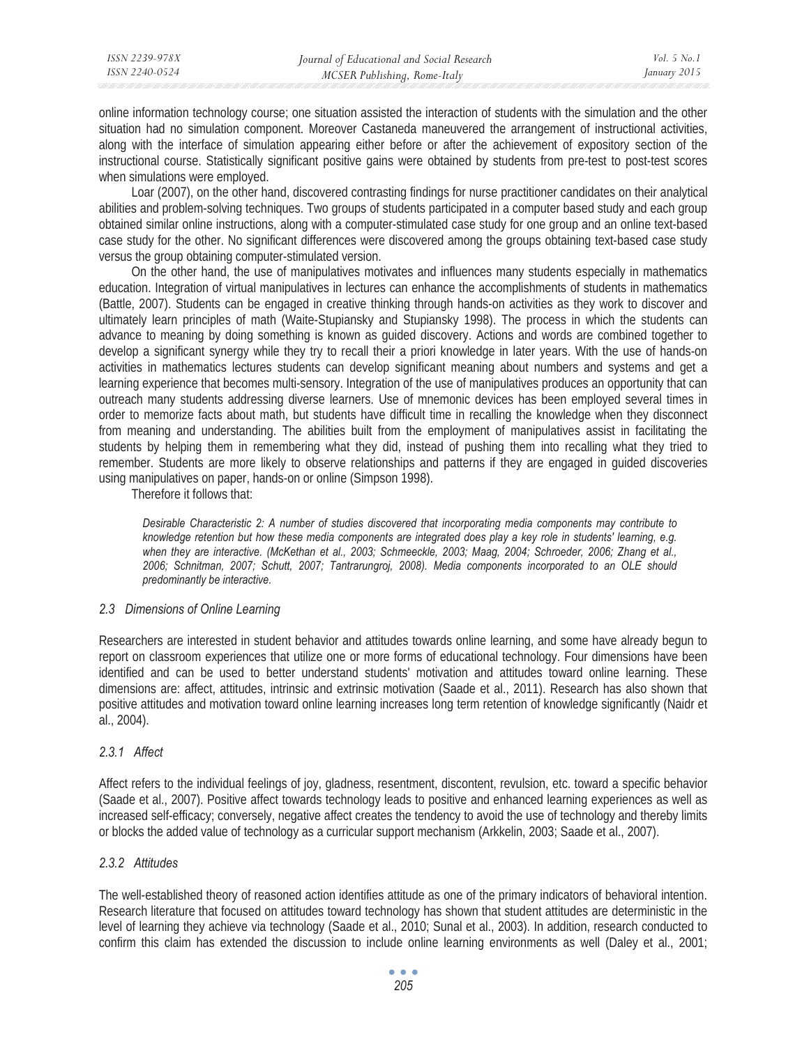online information technology course; one situation assisted the interaction of students with the simulation and the other situation had no simulation component. Moreover Castaneda maneuvered the arrangement of instructional activities, along with the interface of simulation appearing either before or after the achievement of expository section of the instructional course. Statistically significant positive gains were obtained by students from pre-test to post-test scores when simulations were employed.

Loar (2007), on the other hand, discovered contrasting findings for nurse practitioner candidates on their analytical abilities and problem-solving techniques. Two groups of students participated in a computer based study and each group obtained similar online instructions, along with a computer-stimulated case study for one group and an online text-based case study for the other. No significant differences were discovered among the groups obtaining text-based case study versus the group obtaining computer-stimulated version.

On the other hand, the use of manipulatives motivates and influences many students especially in mathematics education. Integration of virtual manipulatives in lectures can enhance the accomplishments of students in mathematics (Battle, 2007). Students can be engaged in creative thinking through hands-on activities as they work to discover and ultimately learn principles of math (Waite-Stupiansky and Stupiansky 1998). The process in which the students can advance to meaning by doing something is known as guided discovery. Actions and words are combined together to develop a significant synergy while they try to recall their a priori knowledge in later years. With the use of hands-on activities in mathematics lectures students can develop significant meaning about numbers and systems and get a learning experience that becomes multi-sensory. Integration of the use of manipulatives produces an opportunity that can outreach many students addressing diverse learners. Use of mnemonic devices has been employed several times in order to memorize facts about math, but students have difficult time in recalling the knowledge when they disconnect from meaning and understanding. The abilities built from the employment of manipulatives assist in facilitating the students by helping them in remembering what they did, instead of pushing them into recalling what they tried to remember. Students are more likely to observe relationships and patterns if they are engaged in guided discoveries using manipulatives on paper, hands-on or online (Simpson 1998).

Therefore it follows that:

> *Desirable Characteristic 2: A number of studies discovered that incorporating media components may contribute to knowledge retention but how these media components are integrated does play a key role in students' learning, e.g. when they are interactive. (McKethan et al., 2003; Schmeeckle, 2003; Maag, 2004; Schroeder, 2006; Zhang et al., 2006; Schnitman, 2007; Schutt, 2007; Tantrarungroj, 2008). Media components incorporated to an OLE should predominantly be interactive.*

### *2.3 Dimensions of Online Learning*

Researchers are interested in student behavior and attitudes towards online learning, and some have already begun to report on classroom experiences that utilize one or more forms of educational technology. Four dimensions have been identified and can be used to better understand students' motivation and attitudes toward online learning. These dimensions are: affect, attitudes, intrinsic and extrinsic motivation (Saade et al., 2011). Research has also shown that positive attitudes and motivation toward online learning increases long term retention of knowledge significantly (Naidr et al., 2004).

#### *2.3.1 Affect*

Affect refers to the individual feelings of joy, gladness, resentment, discontent, revulsion, etc. toward a specific behavior (Saade et al., 2007). Positive affect towards technology leads to positive and enhanced learning experiences as well as increased self-efficacy; conversely, negative affect creates the tendency to avoid the use of technology and thereby limits or blocks the added value of technology as a curricular support mechanism (Arkkelin, 2003; Saade et al., 2007).

#### *2.3.2 Attitudes*

The well-established theory of reasoned action identifies attitude as one of the primary indicators of behavioral intention. Research literature that focused on attitudes toward technology has shown that student attitudes are deterministic in the level of learning they achieve via technology (Saade et al., 2010; Sunal et al., 2003). In addition, research conducted to confirm this claim has extended the discussion to include online learning environments as well (Daley et al., 2001;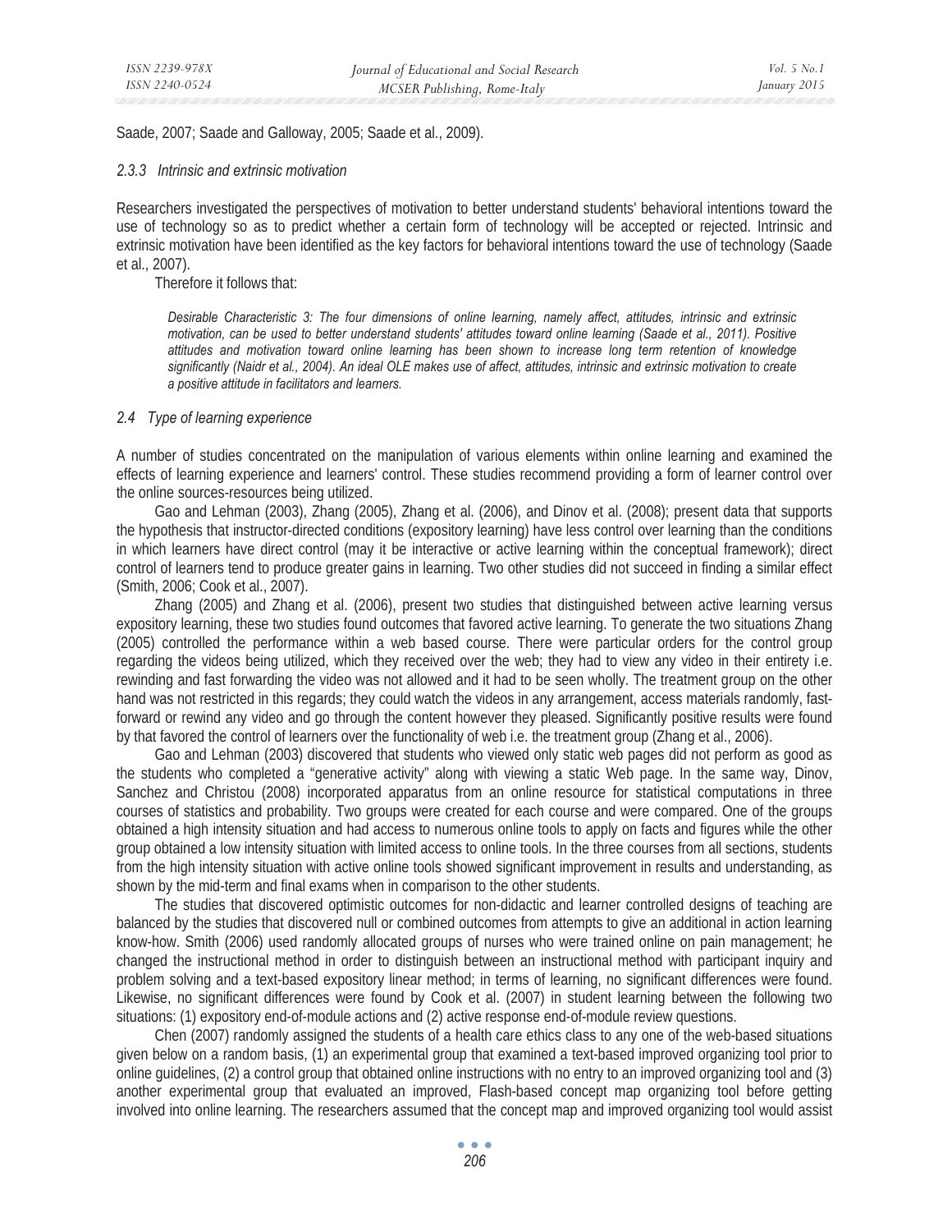Saade, 2007; Saade and Galloway, 2005; Saade et al., 2009).

### *2.3.3 Intrinsic and extrinsic motivation*

Researchers investigated the perspectives of motivation to better understand students' behavioral intentions toward the use of technology so as to predict whether a certain form of technology will be accepted or rejected. Intrinsic and extrinsic motivation have been identified as the key factors for behavioral intentions toward the use of technology (Saade et al., 2007).

Therefore it follows that:

> *Desirable Characteristic 3: The four dimensions of online learning, namely affect, attitudes, intrinsic and extrinsic motivation, can be used to better understand students' attitudes toward online learning (Saade et al., 2011). Positive attitudes and motivation toward online learning has been shown to increase long term retention of knowledge significantly (Naidr et al., 2004). An ideal OLE makes use of affect, attitudes, intrinsic and extrinsic motivation to create a positive attitude in facilitators and learners.*

## *2.4 Type of learning experience*

A number of studies concentrated on the manipulation of various elements within online learning and examined the effects of learning experience and learners' control. These studies recommend providing a form of learner control over the online sources-resources being utilized.

Gao and Lehman (2003), Zhang (2005), Zhang et al. (2006), and Dinov et al. (2008); present data that supports the hypothesis that instructor-directed conditions (expository learning) have less control over learning than the conditions in which learners have direct control (may it be interactive or active learning within the conceptual framework); direct control of learners tend to produce greater gains in learning. Two other studies did not succeed in finding a similar effect (Smith, 2006; Cook et al., 2007).

Zhang (2005) and Zhang et al. (2006), present two studies that distinguished between active learning versus expository learning, these two studies found outcomes that favored active learning. To generate the two situations Zhang (2005) controlled the performance within a web based course. There were particular orders for the control group regarding the videos being utilized, which they received over the web; they had to view any video in their entirety i.e. rewinding and fast forwarding the video was not allowed and it had to be seen wholly. The treatment group on the other hand was not restricted in this regards; they could watch the videos in any arrangement, access materials randomly, fast-forward or rewind any video and go through the content however they pleased. Significantly positive results were found by that favored the control of learners over the functionality of web i.e. the treatment group (Zhang et al., 2006).

Gao and Lehman (2003) discovered that students who viewed only static web pages did not perform as good as the students who completed a "generative activity" along with viewing a static Web page. In the same way, Dinov, Sanchez and Christou (2008) incorporated apparatus from an online resource for statistical computations in three courses of statistics and probability. Two groups were created for each course and were compared. One of the groups obtained a high intensity situation and had access to numerous online tools to apply on facts and figures while the other group obtained a low intensity situation with limited access to online tools. In the three courses from all sections, students from the high intensity situation with active online tools showed significant improvement in results and understanding, as shown by the mid-term and final exams when in comparison to the other students.

The studies that discovered optimistic outcomes for non-didactic and learner controlled designs of teaching are balanced by the studies that discovered null or combined outcomes from attempts to give an additional in action learning know-how. Smith (2006) used randomly allocated groups of nurses who were trained online on pain management; he changed the instructional method in order to distinguish between an instructional method with participant inquiry and problem solving and a text-based expository linear method; in terms of learning, no significant differences were found. Likewise, no significant differences were found by Cook et al. (2007) in student learning between the following two situations: (1) expository end-of-module actions and (2) active response end-of-module review questions.

Chen (2007) randomly assigned the students of a health care ethics class to any one of the web-based situations given below on a random basis, (1) an experimental group that examined a text-based improved organizing tool prior to online guidelines, (2) a control group that obtained online instructions with no entry to an improved organizing tool and (3) another experimental group that evaluated an improved, Flash-based concept map organizing tool before getting involved into online learning. The researchers assumed that the concept map and improved organizing tool would assist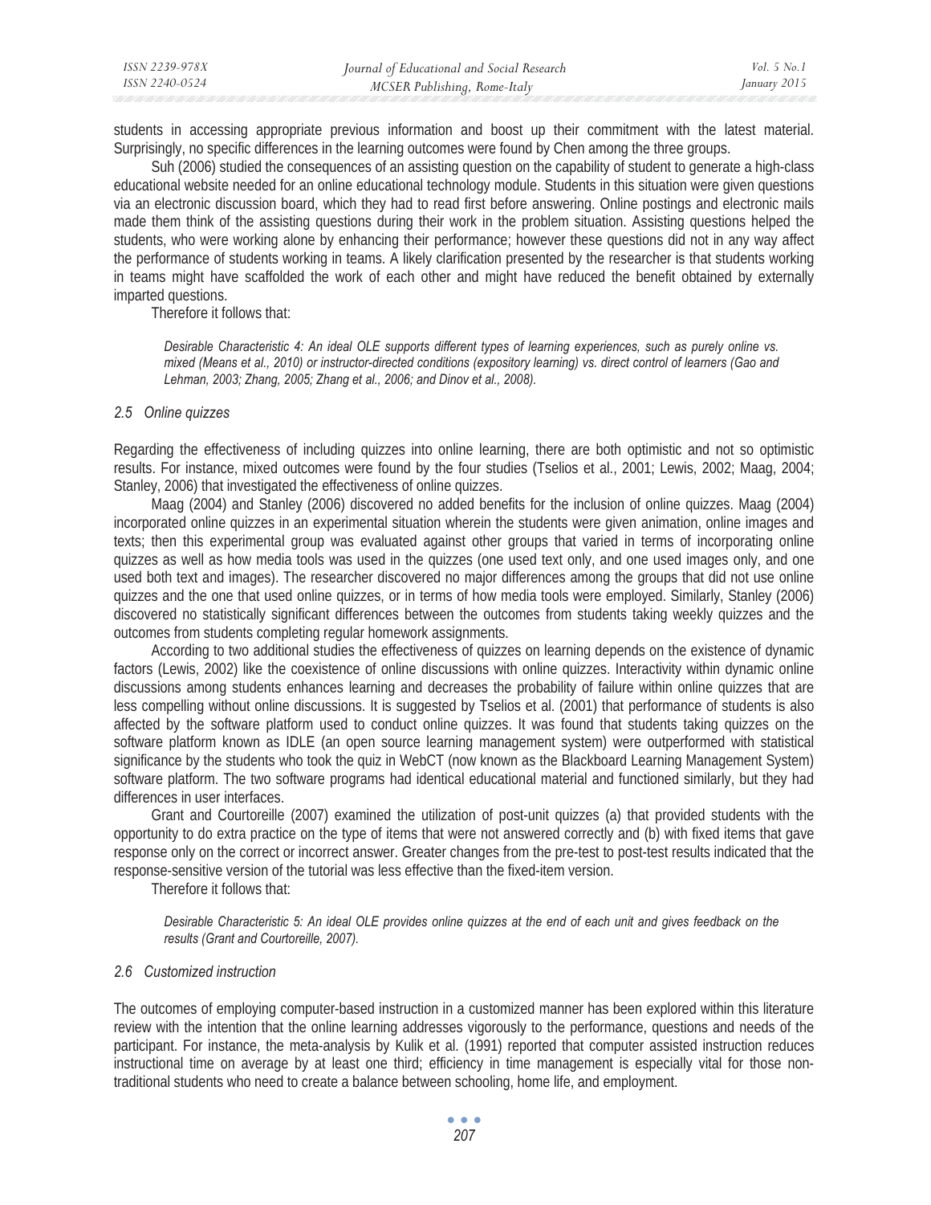students in accessing appropriate previous information and boost up their commitment with the latest material. Surprisingly, no specific differences in the learning outcomes were found by Chen among the three groups.

Suh (2006) studied the consequences of an assisting question on the capability of student to generate a high-class educational website needed for an online educational technology module. Students in this situation were given questions via an electronic discussion board, which they had to read first before answering. Online postings and electronic mails made them think of the assisting questions during their work in the problem situation. Assisting questions helped the students, who were working alone by enhancing their performance; however these questions did not in any way affect the performance of students working in teams. A likely clarification presented by the researcher is that students working in teams might have scaffolded the work of each other and might have reduced the benefit obtained by externally imparted questions.

Therefore it follows that:

> *Desirable Characteristic 4: An ideal OLE supports different types of learning experiences, such as purely online vs. mixed (Means et al., 2010) or instructor-directed conditions (expository learning) vs. direct control of learners (Gao and Lehman, 2003; Zhang, 2005; Zhang et al., 2006; and Dinov et al., 2008).*

### *2.5 Online quizzes*

Regarding the effectiveness of including quizzes into online learning, there are both optimistic and not so optimistic results. For instance, mixed outcomes were found by the four studies (Tselios et al., 2001; Lewis, 2002; Maag, 2004; Stanley, 2006) that investigated the effectiveness of online quizzes.

Maag (2004) and Stanley (2006) discovered no added benefits for the inclusion of online quizzes. Maag (2004) incorporated online quizzes in an experimental situation wherein the students were given animation, online images and texts; then this experimental group was evaluated against other groups that varied in terms of incorporating online quizzes as well as how media tools was used in the quizzes (one used text only, and one used images only, and one used both text and images). The researcher discovered no major differences among the groups that did not use online quizzes and the one that used online quizzes, or in terms of how media tools were employed. Similarly, Stanley (2006) discovered no statistically significant differences between the outcomes from students taking weekly quizzes and the outcomes from students completing regular homework assignments.

According to two additional studies the effectiveness of quizzes on learning depends on the existence of dynamic factors (Lewis, 2002) like the coexistence of online discussions with online quizzes. Interactivity within dynamic online discussions among students enhances learning and decreases the probability of failure within online quizzes that are less compelling without online discussions. It is suggested by Tselios et al. (2001) that performance of students is also affected by the software platform used to conduct online quizzes. It was found that students taking quizzes on the software platform known as IDLE (an open source learning management system) were outperformed with statistical significance by the students who took the quiz in WebCT (now known as the Blackboard Learning Management System) software platform. The two software programs had identical educational material and functioned similarly, but they had differences in user interfaces.

Grant and Courtoreille (2007) examined the utilization of post-unit quizzes (a) that provided students with the opportunity to do extra practice on the type of items that were not answered correctly and (b) with fixed items that gave response only on the correct or incorrect answer. Greater changes from the pre-test to post-test results indicated that the response-sensitive version of the tutorial was less effective than the fixed-item version.

Therefore it follows that:

> *Desirable Characteristic 5: An ideal OLE provides online quizzes at the end of each unit and gives feedback on the results (Grant and Courtoreille, 2007).*

### *2.6 Customized instruction*

The outcomes of employing computer-based instruction in a customized manner has been explored within this literature review with the intention that the online learning addresses vigorously to the performance, questions and needs of the participant. For instance, the meta-analysis by Kulik et al. (1991) reported that computer assisted instruction reduces instructional time on average by at least one third; efficiency in time management is especially vital for those non-traditional students who need to create a balance between schooling, home life, and employment.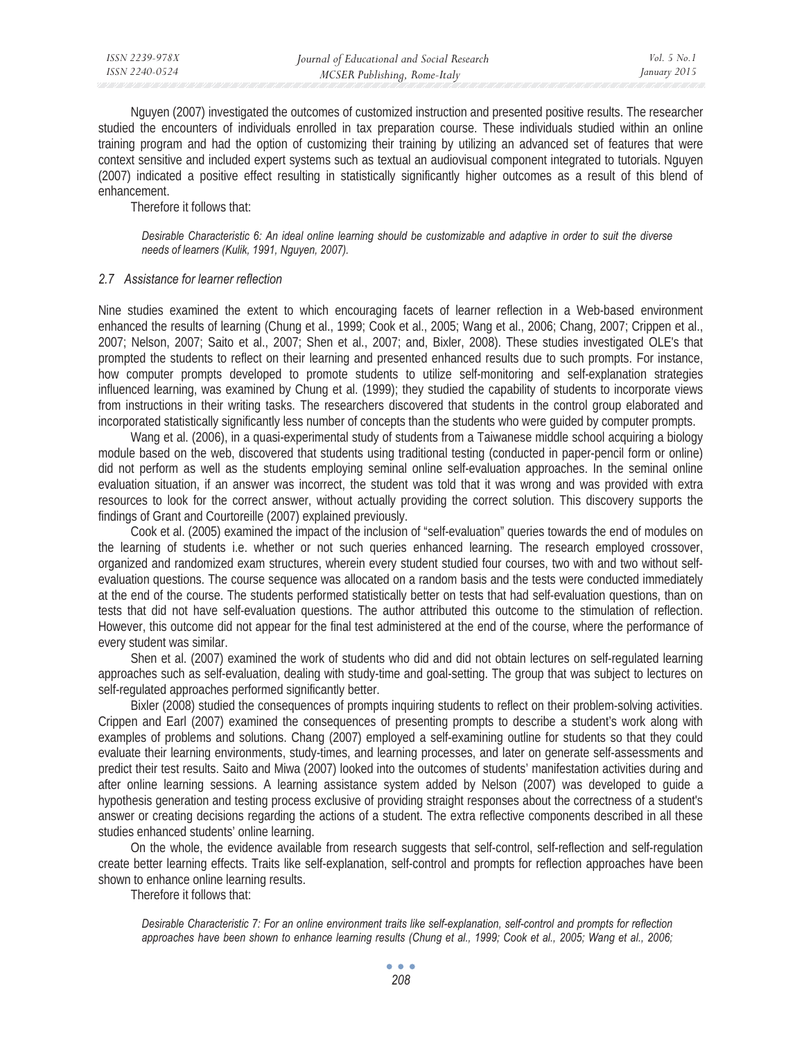Nguyen (2007) investigated the outcomes of customized instruction and presented positive results. The researcher studied the encounters of individuals enrolled in tax preparation course. These individuals studied within an online training program and had the option of customizing their training by utilizing an advanced set of features that were context sensitive and included expert systems such as textual an audiovisual component integrated to tutorials. Nguyen (2007) indicated a positive effect resulting in statistically significantly higher outcomes as a result of this blend of enhancement.

Therefore it follows that:

> *Desirable Characteristic 6: An ideal online learning should be customizable and adaptive in order to suit the diverse needs of learners (Kulik, 1991, Nguyen, 2007).*

### *2.7 Assistance for learner reflection*

Nine studies examined the extent to which encouraging facets of learner reflection in a Web-based environment enhanced the results of learning (Chung et al., 1999; Cook et al., 2005; Wang et al., 2006; Chang, 2007; Crippen et al., 2007; Nelson, 2007; Saito et al., 2007; Shen et al., 2007; and, Bixler, 2008). These studies investigated OLE's that prompted the students to reflect on their learning and presented enhanced results due to such prompts. For instance, how computer prompts developed to promote students to utilize self-monitoring and self-explanation strategies influenced learning, was examined by Chung et al. (1999); they studied the capability of students to incorporate views from instructions in their writing tasks. The researchers discovered that students in the control group elaborated and incorporated statistically significantly less number of concepts than the students who were guided by computer prompts.

Wang et al. (2006), in a quasi-experimental study of students from a Taiwanese middle school acquiring a biology module based on the web, discovered that students using traditional testing (conducted in paper-pencil form or online) did not perform as well as the students employing seminal online self-evaluation approaches. In the seminal online evaluation situation, if an answer was incorrect, the student was told that it was wrong and was provided with extra resources to look for the correct answer, without actually providing the correct solution. This discovery supports the findings of Grant and Courtoreille (2007) explained previously.

Cook et al. (2005) examined the impact of the inclusion of "self-evaluation" queries towards the end of modules on the learning of students i.e. whether or not such queries enhanced learning. The research employed crossover, organized and randomized exam structures, wherein every student studied four courses, two with and two without self-evaluation questions. The course sequence was allocated on a random basis and the tests were conducted immediately at the end of the course. The students performed statistically better on tests that had self-evaluation questions, than on tests that did not have self-evaluation questions. The author attributed this outcome to the stimulation of reflection. However, this outcome did not appear for the final test administered at the end of the course, where the performance of every student was similar.

Shen et al. (2007) examined the work of students who did and did not obtain lectures on self-regulated learning approaches such as self-evaluation, dealing with study-time and goal-setting. The group that was subject to lectures on self-regulated approaches performed significantly better.

Bixler (2008) studied the consequences of prompts inquiring students to reflect on their problem-solving activities. Crippen and Earl (2007) examined the consequences of presenting prompts to describe a student's work along with examples of problems and solutions. Chang (2007) employed a self-examining outline for students so that they could evaluate their learning environments, study-times, and learning processes, and later on generate self-assessments and predict their test results. Saito and Miwa (2007) looked into the outcomes of students' manifestation activities during and after online learning sessions. A learning assistance system added by Nelson (2007) was developed to guide a hypothesis generation and testing process exclusive of providing straight responses about the correctness of a student's answer or creating decisions regarding the actions of a student. The extra reflective components described in all these studies enhanced students' online learning.

On the whole, the evidence available from research suggests that self-control, self-reflection and self-regulation create better learning effects. Traits like self-explanation, self-control and prompts for reflection approaches have been shown to enhance online learning results.

Therefore it follows that:

> *Desirable Characteristic 7: For an online environment traits like self-explanation, self-control and prompts for reflection approaches have been shown to enhance learning results (Chung et al., 1999; Cook et al., 2005; Wang et al., 2006;*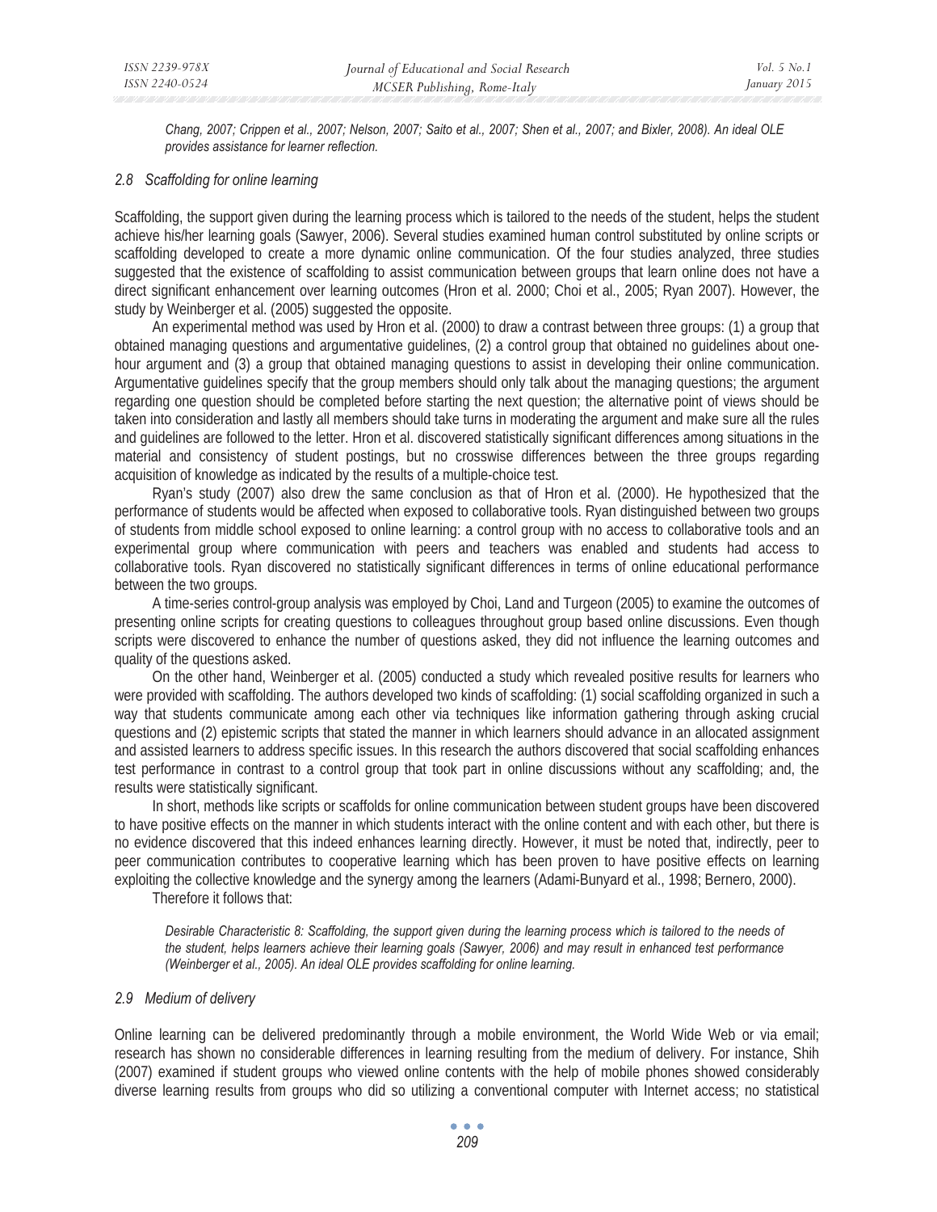*Chang, 2007; Crippen et al., 2007; Nelson, 2007; Saito et al., 2007; Shen et al., 2007; and Bixler, 2008). An ideal OLE provides assistance for learner reflection.*

### *2.8 Scaffolding for online learning*

Scaffolding, the support given during the learning process which is tailored to the needs of the student, helps the student achieve his/her learning goals (Sawyer, 2006). Several studies examined human control substituted by online scripts or scaffolding developed to create a more dynamic online communication. Of the four studies analyzed, three studies suggested that the existence of scaffolding to assist communication between groups that learn online does not have a direct significant enhancement over learning outcomes (Hron et al. 2000; Choi et al., 2005; Ryan 2007). However, the study by Weinberger et al. (2005) suggested the opposite.

An experimental method was used by Hron et al. (2000) to draw a contrast between three groups: (1) a group that obtained managing questions and argumentative guidelines, (2) a control group that obtained no guidelines about one-hour argument and (3) a group that obtained managing questions to assist in developing their online communication. Argumentative guidelines specify that the group members should only talk about the managing questions; the argument regarding one question should be completed before starting the next question; the alternative point of views should be taken into consideration and lastly all members should take turns in moderating the argument and make sure all the rules and guidelines are followed to the letter. Hron et al. discovered statistically significant differences among situations in the material and consistency of student postings, but no crosswise differences between the three groups regarding acquisition of knowledge as indicated by the results of a multiple-choice test.

Ryan's study (2007) also drew the same conclusion as that of Hron et al. (2000). He hypothesized that the performance of students would be affected when exposed to collaborative tools. Ryan distinguished between two groups of students from middle school exposed to online learning: a control group with no access to collaborative tools and an experimental group where communication with peers and teachers was enabled and students had access to collaborative tools. Ryan discovered no statistically significant differences in terms of online educational performance between the two groups.

A time-series control-group analysis was employed by Choi, Land and Turgeon (2005) to examine the outcomes of presenting online scripts for creating questions to colleagues throughout group based online discussions. Even though scripts were discovered to enhance the number of questions asked, they did not influence the learning outcomes and quality of the questions asked.

On the other hand, Weinberger et al. (2005) conducted a study which revealed positive results for learners who were provided with scaffolding. The authors developed two kinds of scaffolding: (1) social scaffolding organized in such a way that students communicate among each other via techniques like information gathering through asking crucial questions and (2) epistemic scripts that stated the manner in which learners should advance in an allocated assignment and assisted learners to address specific issues. In this research the authors discovered that social scaffolding enhances test performance in contrast to a control group that took part in online discussions without any scaffolding; and, the results were statistically significant.

In short, methods like scripts or scaffolds for online communication between student groups have been discovered to have positive effects on the manner in which students interact with the online content and with each other, but there is no evidence discovered that this indeed enhances learning directly. However, it must be noted that, indirectly, peer to peer communication contributes to cooperative learning which has been proven to have positive effects on learning exploiting the collective knowledge and the synergy among the learners (Adami-Bunyard et al., 1998; Bernero, 2000).

Therefore it follows that:

*Desirable Characteristic 8: Scaffolding, the support given during the learning process which is tailored to the needs of the student, helps learners achieve their learning goals (Sawyer, 2006) and may result in enhanced test performance (Weinberger et al., 2005). An ideal OLE provides scaffolding for online learning.*

### *2.9 Medium of delivery*

Online learning can be delivered predominantly through a mobile environment, the World Wide Web or via email; research has shown no considerable differences in learning resulting from the medium of delivery. For instance, Shih (2007) examined if student groups who viewed online contents with the help of mobile phones showed considerably diverse learning results from groups who did so utilizing a conventional computer with Internet access; no statistical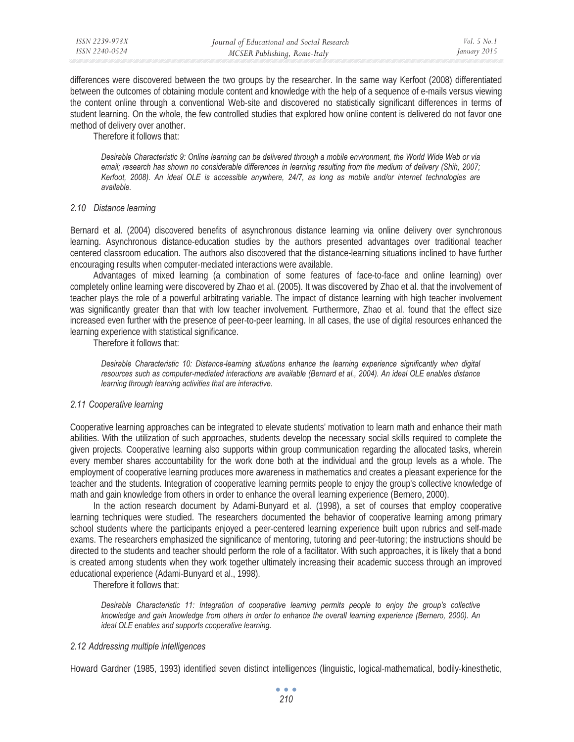differences were discovered between the two groups by the researcher. In the same way Kerfoot (2008) differentiated between the outcomes of obtaining module content and knowledge with the help of a sequence of e-mails versus viewing the content online through a conventional Web-site and discovered no statistically significant differences in terms of student learning. On the whole, the few controlled studies that explored how online content is delivered do not favor one method of delivery over another.

Therefore it follows that:

> *Desirable Characteristic 9: Online learning can be delivered through a mobile environment, the World Wide Web or via email; research has shown no considerable differences in learning resulting from the medium of delivery (Shih, 2007; Kerfoot, 2008). An ideal OLE is accessible anywhere, 24/7, as long as mobile and/or internet technologies are available.*

### *2.10 Distance learning*

Bernard et al. (2004) discovered benefits of asynchronous distance learning via online delivery over synchronous learning. Asynchronous distance-education studies by the authors presented advantages over traditional teacher centered classroom education. The authors also discovered that the distance-learning situations inclined to have further encouraging results when computer-mediated interactions were available.

Advantages of mixed learning (a combination of some features of face-to-face and online learning) over completely online learning were discovered by Zhao et al. (2005). It was discovered by Zhao et al. that the involvement of teacher plays the role of a powerful arbitrating variable. The impact of distance learning with high teacher involvement was significantly greater than that with low teacher involvement. Furthermore, Zhao et al. found that the effect size increased even further with the presence of peer-to-peer learning. In all cases, the use of digital resources enhanced the learning experience with statistical significance.

Therefore it follows that:

> *Desirable Characteristic 10: Distance-learning situations enhance the learning experience significantly when digital resources such as computer-mediated interactions are available (Bernard et al., 2004). An ideal OLE enables distance learning through learning activities that are interactive.*

### *2.11 Cooperative learning*

Cooperative learning approaches can be integrated to elevate students' motivation to learn math and enhance their math abilities. With the utilization of such approaches, students develop the necessary social skills required to complete the given projects. Cooperative learning also supports within group communication regarding the allocated tasks, wherein every member shares accountability for the work done both at the individual and the group levels as a whole. The employment of cooperative learning produces more awareness in mathematics and creates a pleasant experience for the teacher and the students. Integration of cooperative learning permits people to enjoy the group's collective knowledge of math and gain knowledge from others in order to enhance the overall learning experience (Bernero, 2000).

In the action research document by Adami-Bunyard et al. (1998), a set of courses that employ cooperative learning techniques were studied. The researchers documented the behavior of cooperative learning among primary school students where the participants enjoyed a peer-centered learning experience built upon rubrics and self-made exams. The researchers emphasized the significance of mentoring, tutoring and peer-tutoring; the instructions should be directed to the students and teacher should perform the role of a facilitator. With such approaches, it is likely that a bond is created among students when they work together ultimately increasing their academic success through an improved educational experience (Adami-Bunyard et al., 1998).

Therefore it follows that:

> *Desirable Characteristic 11: Integration of cooperative learning permits people to enjoy the group's collective knowledge and gain knowledge from others in order to enhance the overall learning experience (Bernero, 2000). An ideal OLE enables and supports cooperative learning.*

### *2.12 Addressing multiple intelligences*

Howard Gardner (1985, 1993) identified seven distinct intelligences (linguistic, logical-mathematical, bodily-kinesthetic,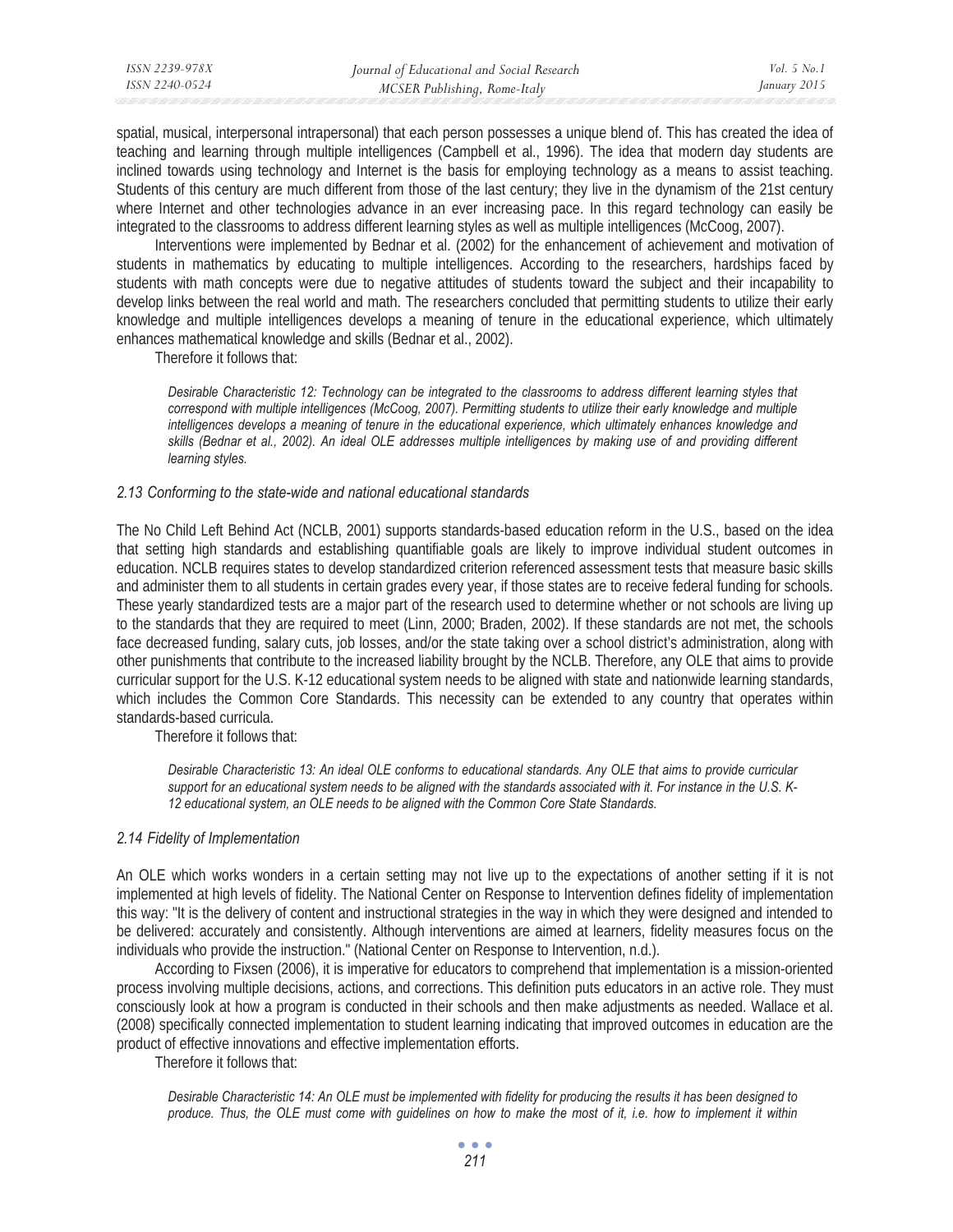spatial, musical, interpersonal intrapersonal) that each person possesses a unique blend of. This has created the idea of teaching and learning through multiple intelligences (Campbell et al., 1996). The idea that modern day students are inclined towards using technology and Internet is the basis for employing technology as a means to assist teaching. Students of this century are much different from those of the last century; they live in the dynamism of the 21st century where Internet and other technologies advance in an ever increasing pace. In this regard technology can easily be integrated to the classrooms to address different learning styles as well as multiple intelligences (McCoog, 2007).

Interventions were implemented by Bednar et al. (2002) for the enhancement of achievement and motivation of students in mathematics by educating to multiple intelligences. According to the researchers, hardships faced by students with math concepts were due to negative attitudes of students toward the subject and their incapability to develop links between the real world and math. The researchers concluded that permitting students to utilize their early knowledge and multiple intelligences develops a meaning of tenure in the educational experience, which ultimately enhances mathematical knowledge and skills (Bednar et al., 2002).

Therefore it follows that:

> *Desirable Characteristic 12: Technology can be integrated to the classrooms to address different learning styles that correspond with multiple intelligences (McCoog, 2007). Permitting students to utilize their early knowledge and multiple intelligences develops a meaning of tenure in the educational experience, which ultimately enhances knowledge and skills (Bednar et al., 2002). An ideal OLE addresses multiple intelligences by making use of and providing different learning styles.*

### *2.13 Conforming to the state-wide and national educational standards*

The No Child Left Behind Act (NCLB, 2001) supports standards-based education reform in the U.S., based on the idea that setting high standards and establishing quantifiable goals are likely to improve individual student outcomes in education. NCLB requires states to develop standardized criterion referenced assessment tests that measure basic skills and administer them to all students in certain grades every year, if those states are to receive federal funding for schools. These yearly standardized tests are a major part of the research used to determine whether or not schools are living up to the standards that they are required to meet (Linn, 2000; Braden, 2002). If these standards are not met, the schools face decreased funding, salary cuts, job losses, and/or the state taking over a school district's administration, along with other punishments that contribute to the increased liability brought by the NCLB. Therefore, any OLE that aims to provide curricular support for the U.S. K-12 educational system needs to be aligned with state and nationwide learning standards, which includes the Common Core Standards. This necessity can be extended to any country that operates within standards-based curricula.

Therefore it follows that:

> *Desirable Characteristic 13: An ideal OLE conforms to educational standards. Any OLE that aims to provide curricular support for an educational system needs to be aligned with the standards associated with it. For instance in the U.S. K-12 educational system, an OLE needs to be aligned with the Common Core State Standards.*

### *2.14 Fidelity of Implementation*

An OLE which works wonders in a certain setting may not live up to the expectations of another setting if it is not implemented at high levels of fidelity. The National Center on Response to Intervention defines fidelity of implementation this way: "It is the delivery of content and instructional strategies in the way in which they were designed and intended to be delivered: accurately and consistently. Although interventions are aimed at learners, fidelity measures focus on the individuals who provide the instruction." (National Center on Response to Intervention, n.d.).

According to Fixsen (2006), it is imperative for educators to comprehend that implementation is a mission-oriented process involving multiple decisions, actions, and corrections. This definition puts educators in an active role. They must consciously look at how a program is conducted in their schools and then make adjustments as needed. Wallace et al. (2008) specifically connected implementation to student learning indicating that improved outcomes in education are the product of effective innovations and effective implementation efforts.

Therefore it follows that:

> *Desirable Characteristic 14: An OLE must be implemented with fidelity for producing the results it has been designed to produce. Thus, the OLE must come with guidelines on how to make the most of it, i.e. how to implement it within*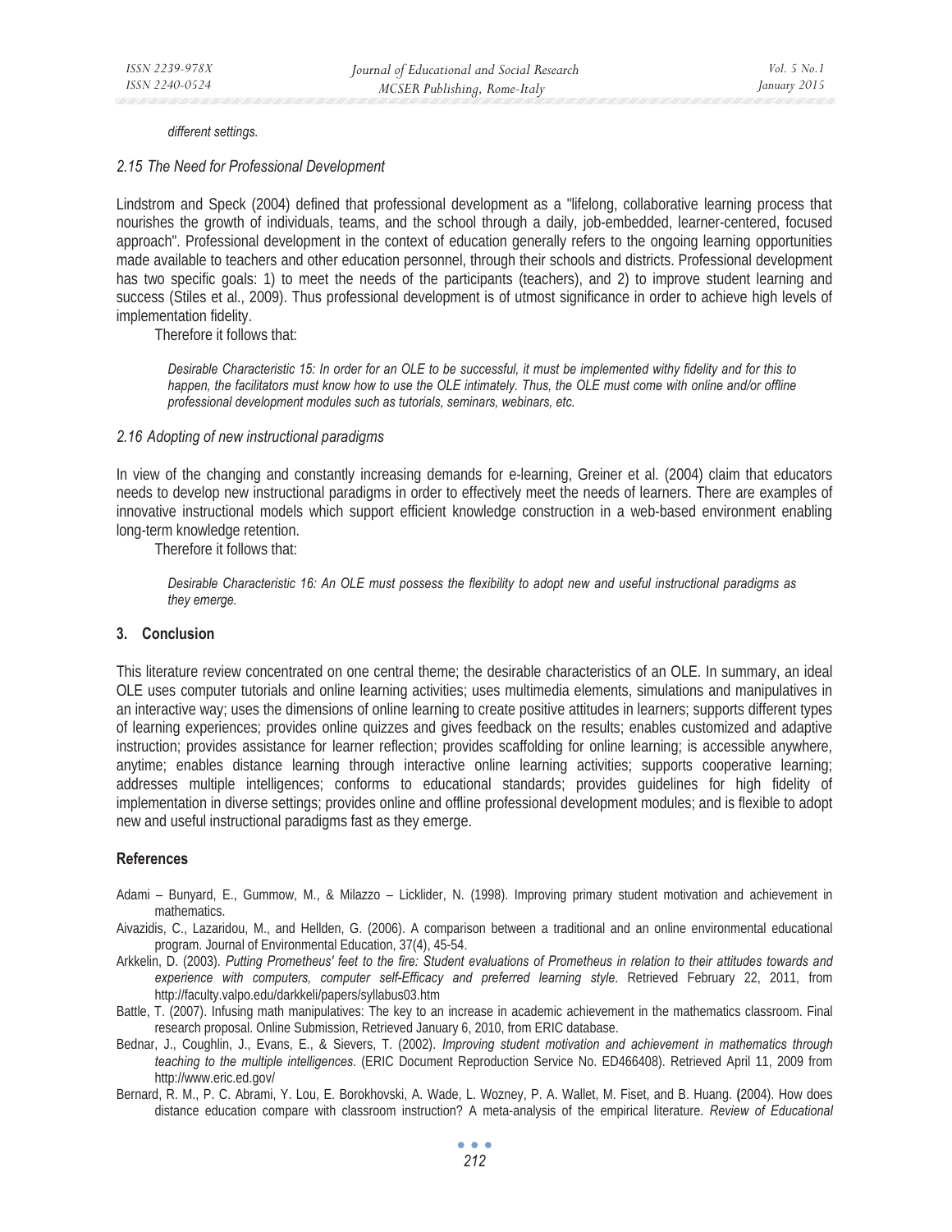*different settings.*

### *2.15 The Need for Professional Development*

Lindstrom and Speck (2004) defined that professional development as a "lifelong, collaborative learning process that nourishes the growth of individuals, teams, and the school through a daily, job-embedded, learner-centered, focused approach". Professional development in the context of education generally refers to the ongoing learning opportunities made available to teachers and other education personnel, through their schools and districts. Professional development has two specific goals: 1) to meet the needs of the participants (teachers), and 2) to improve student learning and success (Stiles et al., 2009). Thus professional development is of utmost significance in order to achieve high levels of implementation fidelity.

Therefore it follows that:

> *Desirable Characteristic 15: In order for an OLE to be successful, it must be implemented withy fidelity and for this to happen, the facilitators must know how to use the OLE intimately. Thus, the OLE must come with online and/or offline professional development modules such as tutorials, seminars, webinars, etc.*

### *2.16 Adopting of new instructional paradigms*

In view of the changing and constantly increasing demands for e-learning, Greiner et al. (2004) claim that educators needs to develop new instructional paradigms in order to effectively meet the needs of learners. There are examples of innovative instructional models which support efficient knowledge construction in a web-based environment enabling long-term knowledge retention.

Therefore it follows that:

> *Desirable Characteristic 16: An OLE must possess the flexibility to adopt new and useful instructional paradigms as they emerge.*

## 3. Conclusion

This literature review concentrated on one central theme; the desirable characteristics of an OLE. In summary, an ideal OLE uses computer tutorials and online learning activities; uses multimedia elements, simulations and manipulatives in an interactive way; uses the dimensions of online learning to create positive attitudes in learners; supports different types of learning experiences; provides online quizzes and gives feedback on the results; enables customized and adaptive instruction; provides assistance for learner reflection; provides scaffolding for online learning; is accessible anywhere, anytime; enables distance learning through interactive online learning activities; supports cooperative learning; addresses multiple intelligences; conforms to educational standards; provides guidelines for high fidelity of implementation in diverse settings; provides online and offline professional development modules; and is flexible to adopt new and useful instructional paradigms fast as they emerge.

## References

Adami – Bunyard, E., Gummow, M., & Milazzo – Licklider, N. (1998). Improving primary student motivation and achievement in mathematics.

Aivazidis, C., Lazaridou, M., and Hellden, G. (2006). A comparison between a traditional and an online environmental educational program. Journal of Environmental Education, 37(4), 45-54.

Arkkelin, D. (2003). *Putting Prometheus' feet to the fire: Student evaluations of Prometheus in relation to their attitudes towards and experience with computers, computer self-Efficacy and preferred learning style.* Retrieved February 22, 2011, from http://faculty.valpo.edu/darkkeli/papers/syllabus03.htm

Battle, T. (2007). Infusing math manipulatives: The key to an increase in academic achievement in the mathematics classroom. Final research proposal. Online Submission, Retrieved January 6, 2010, from ERIC database.

Bednar, J., Coughlin, J., Evans, E., & Sievers, T. (2002). *Improving student motivation and achievement in mathematics through teaching to the multiple intelligences*. (ERIC Document Reproduction Service No. ED466408). Retrieved April 11, 2009 from http://www.eric.ed.gov/

Bernard, R. M., P. C. Abrami, Y. Lou, E. Borokhovski, A. Wade, L. Wozney, P. A. Wallet, M. Fiset, and B. Huang. (2004). How does distance education compare with classroom instruction? A meta-analysis of the empirical literature. *Review of Educational*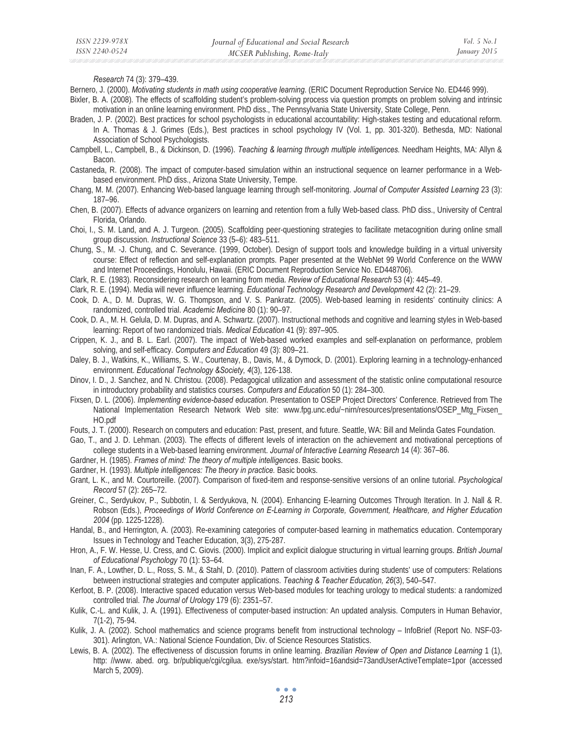*Research* 74 (3): 379–439.

Bernero, J. (2000). *Motivating students in math using cooperative learning*. (ERIC Document Reproduction Service No. ED446 999).

Bixler, B. A. (2008). The effects of scaffolding student's problem-solving process via question prompts on problem solving and intrinsic motivation in an online learning environment. PhD diss., The Pennsylvania State University, State College, Penn.

Braden, J. P. (2002). Best practices for school psychologists in educational accountability: High-stakes testing and educational reform. In A. Thomas & J. Grimes (Eds.), Best practices in school psychology IV (Vol. 1, pp. 301-320). Bethesda, MD: National Association of School Psychologists.

Campbell, L., Campbell, B., & Dickinson, D. (1996). *Teaching & learning through multiple intelligences.* Needham Heights, MA: Allyn & Bacon.

Castaneda, R. (2008). The impact of computer-based simulation within an instructional sequence on learner performance in a Web-based environment. PhD diss., Arizona State University, Tempe.

Chang, M. M. (2007). Enhancing Web-based language learning through self-monitoring. *Journal of Computer Assisted Learning* 23 (3): 187–96.

Chen, B. (2007). Effects of advance organizers on learning and retention from a fully Web-based class. PhD diss., University of Central Florida, Orlando.

Choi, I., S. M. Land, and A. J. Turgeon. (2005). Scaffolding peer-questioning strategies to facilitate metacognition during online small group discussion. *Instructional Science* 33 (5–6): 483–511.

Chung, S., M. -J. Chung, and C. Severance. (1999, October). Design of support tools and knowledge building in a virtual university course: Effect of reflection and self-explanation prompts. Paper presented at the WebNet 99 World Conference on the WWW and Internet Proceedings, Honolulu, Hawaii. (ERIC Document Reproduction Service No. ED448706).

Clark, R. E. (1983). Reconsidering research on learning from media. *Review of Educational Research* 53 (4): 445–49.

Clark, R. E. (1994). Media will never influence learning. *Educational Technology Research and Development* 42 (2): 21–29.

Cook, D. A., D. M. Dupras, W. G. Thompson, and V. S. Pankratz. (2005). Web-based learning in residents' continuity clinics: A randomized, controlled trial. *Academic Medicine* 80 (1): 90–97.

Cook, D. A., M. H. Gelula, D. M. Dupras, and A. Schwartz. (2007). Instructional methods and cognitive and learning styles in Web-based learning: Report of two randomized trials. *Medical Education* 41 (9): 897–905.

Crippen, K. J., and B. L. Earl. (2007). The impact of Web-based worked examples and self-explanation on performance, problem solving, and self-efficacy. *Computers and Education* 49 (3): 809–21.

Daley, B. J., Watkins, K., Williams, S. W., Courtenay, B., Davis, M., & Dymock, D. (2001). Exploring learning in a technology-enhanced environment. *Educational Technology &Society, 4*(3), 126-138.

Dinov, I. D., J. Sanchez, and N. Christou. (2008). Pedagogical utilization and assessment of the statistic online computational resource in introductory probability and statistics courses. *Computers and Education* 50 (1): 284–300.

Fixsen, D. L. (2006). *Implementing evidence-based education*. Presentation to OSEP Project Directors' Conference. Retrieved from The National Implementation Research Network Web site: www.fpg.unc.edu/~nirn/resources/presentations/OSEP_Mtg_Fixsen_HO.pdf

Fouts, J. T. (2000). Research on computers and education: Past, present, and future. Seattle, WA: Bill and Melinda Gates Foundation.

Gao, T., and J. D. Lehman. (2003). The effects of different levels of interaction on the achievement and motivational perceptions of college students in a Web-based learning environment. *Journal of Interactive Learning Research* 14 (4): 367–86.

Gardner, H. (1985). *Frames of mind: The theory of multiple intelligences*. Basic books.

Gardner, H. (1993). *Multiple intelligences: The theory in practice.* Basic books.

Grant, L. K., and M. Courtoreille. (2007). Comparison of fixed-item and response-sensitive versions of an online tutorial. *Psychological Record* 57 (2): 265–72.

Greiner, C., Serdyukov, P., Subbotin, I. & Serdyukova, N. (2004). Enhancing E-learning Outcomes Through Iteration. In J. Nall & R. Robson (Eds.), *Proceedings of World Conference on E-Learning in Corporate, Government, Healthcare, and Higher Education 2004* (pp. 1225-1228).

Handal, B., and Herrington, A. (2003). Re-examining categories of computer-based learning in mathematics education. Contemporary Issues in Technology and Teacher Education, 3(3), 275-287.

Hron, A., F. W. Hesse, U. Cress, and C. Giovis. (2000). Implicit and explicit dialogue structuring in virtual learning groups. *British Journal of Educational Psychology* 70 (1): 53–64.

Inan, F. A., Lowther, D. L., Ross, S. M., & Stahl, D. (2010). Pattern of classroom activities during students' use of computers: Relations between instructional strategies and computer applications. *Teaching & Teacher Education, 26*(3), 540–547.

Kerfoot, B. P. (2008). Interactive spaced education versus Web-based modules for teaching urology to medical students: a randomized controlled trial. *The Journal of Urology* 179 (6): 2351–57.

Kulik, C.-L. and Kulik, J. A. (1991). Effectiveness of computer-based instruction: An updated analysis. Computers in Human Behavior, 7(1-2), 75-94.

Kulik, J. A. (2002). School mathematics and science programs benefit from instructional technology – InfoBrief (Report No. NSF-03-301). Arlington, VA.: National Science Foundation, Div. of Science Resources Statistics.

Lewis, B. A. (2002). The effectiveness of discussion forums in online learning. *Brazilian Review of Open and Distance Learning* 1 (1), http: //www. abed. org. br/publique/cgi/cgilua. exe/sys/start. htm?infoid=16andsid=73andUserActiveTemplate=1por (accessed March 5, 2009).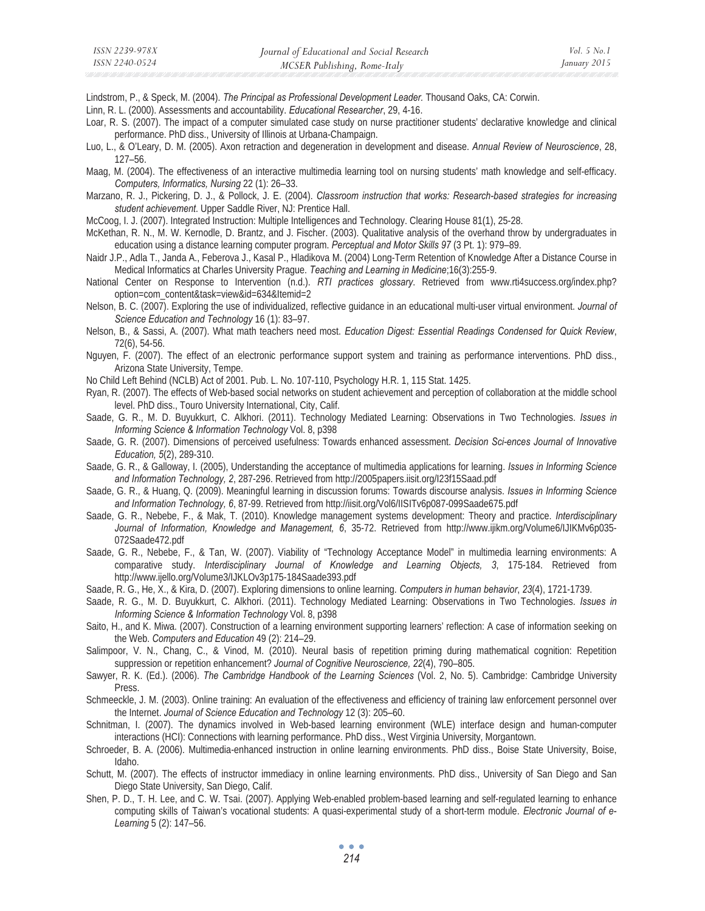Lindstrom, P., & Speck, M. (2004). *The Principal as Professional Development Leader.* Thousand Oaks, CA: Corwin.

Linn, R. L. (2000). Assessments and accountability. *Educational Researcher*, 29, 4-16.

Loar, R. S. (2007). The impact of a computer simulated case study on nurse practitioner students' declarative knowledge and clinical performance. PhD diss., University of Illinois at Urbana-Champaign.

Luo, L., & O'Leary, D. M. (2005). Axon retraction and degeneration in development and disease. *Annual Review of Neuroscience*, 28, 127–56.

Maag, M. (2004). The effectiveness of an interactive multimedia learning tool on nursing students' math knowledge and self-efficacy. *Computers, Informatics, Nursing* 22 (1): 26–33.

Marzano, R. J., Pickering, D. J., & Pollock, J. E. (2004). *Classroom instruction that works: Research-based strategies for increasing student achievement.* Upper Saddle River, NJ: Prentice Hall.

McCoog, I. J. (2007). Integrated Instruction: Multiple Intelligences and Technology. Clearing House 81(1), 25-28.

McKethan, R. N., M. W. Kernodle, D. Brantz, and J. Fischer. (2003). Qualitative analysis of the overhand throw by undergraduates in education using a distance learning computer program. *Perceptual and Motor Skills 97* (3 Pt. 1): 979–89.

Naidr J.P., Adla T., Janda A., Feberova J., Kasal P., Hladikova M. (2004) Long-Term Retention of Knowledge After a Distance Course in Medical Informatics at Charles University Prague. *Teaching and Learning in Medicine*;16(3):255-9.

National Center on Response to Intervention (n.d.). *RTI practices glossary*. Retrieved from www.rti4success.org/index.php?option=com_content&task=view&id=634&Itemid=2

Nelson, B. C. (2007). Exploring the use of individualized, reflective guidance in an educational multi-user virtual environment. *Journal of Science Education and Technology* 16 (1): 83–97.

Nelson, B., & Sassi, A. (2007). What math teachers need most. *Education Digest: Essential Readings Condensed for Quick Review*, 72(6), 54-56.

Nguyen, F. (2007). The effect of an electronic performance support system and training as performance interventions. PhD diss., Arizona State University, Tempe.

No Child Left Behind (NCLB) Act of 2001. Pub. L. No. 107-110, Psychology H.R. 1, 115 Stat. 1425.

Ryan, R. (2007). The effects of Web-based social networks on student achievement and perception of collaboration at the middle school level. PhD diss., Touro University International, City, Calif.

Saade, G. R., M. D. Buyukkurt, C. Alkhori. (2011). Technology Mediated Learning: Observations in Two Technologies. *Issues in Informing Science & Information Technology* Vol. 8, p398

Saade, G. R. (2007). Dimensions of perceived usefulness: Towards enhanced assessment. *Decision Sci-ences Journal of Innovative Education, 5*(2), 289-310.

Saade, G. R., & Galloway, I. (2005), Understanding the acceptance of multimedia applications for learning. *Issues in Informing Science and Information Technology, 2*, 287-296. Retrieved from http://2005papers.iisit.org/I23f15Saad.pdf

Saade, G. R., & Huang, Q. (2009). Meaningful learning in discussion forums: Towards discourse analysis. *Issues in Informing Science and Information Technology, 6*, 87-99. Retrieved from http://iisit.org/Vol6/IISITv6p087-099Saade675.pdf

Saade, G. R., Nebebe, F., & Mak, T. (2010). Knowledge management systems development: Theory and practice. *Interdisciplinary Journal of Information, Knowledge and Management, 6*, 35-72. Retrieved from http://www.ijikm.org/Volume6/IJIKMv6p035-072Saade472.pdf

Saade, G. R., Nebebe, F., & Tan, W. (2007). Viability of "Technology Acceptance Model" in multimedia learning environments: A comparative study. *Interdisciplinary Journal of Knowledge and Learning Objects, 3*, 175-184. Retrieved from http://www.ijello.org/Volume3/IJKLOv3p175-184Saade393.pdf

Saade, R. G., He, X., & Kira, D. (2007). Exploring dimensions to online learning. *Computers in human behavior*, *23*(4), 1721-1739.

Saade, R. G., M. D. Buyukkurt, C. Alkhori. (2011). Technology Mediated Learning: Observations in Two Technologies. *Issues in Informing Science & Information Technology* Vol. 8, p398

Saito, H., and K. Miwa. (2007). Construction of a learning environment supporting learners' reflection: A case of information seeking on the Web. *Computers and Education* 49 (2): 214–29.

Salimpoor, V. N., Chang, C., & Vinod, M. (2010). Neural basis of repetition priming during mathematical cognition: Repetition suppression or repetition enhancement? *Journal of Cognitive Neuroscience, 22*(4), 790–805.

Sawyer, R. K. (Ed.). (2006). *The Cambridge Handbook of the Learning Sciences* (Vol. 2, No. 5). Cambridge: Cambridge University Press.

Schmeeckle, J. M. (2003). Online training: An evaluation of the effectiveness and efficiency of training law enforcement personnel over the Internet. *Journal of Science Education and Technology* 12 (3): 205–60.

Schnitman, I. (2007). The dynamics involved in Web-based learning environment (WLE) interface design and human-computer interactions (HCI): Connections with learning performance. PhD diss., West Virginia University, Morgantown.

Schroeder, B. A. (2006). Multimedia-enhanced instruction in online learning environments. PhD diss., Boise State University, Boise, Idaho.

Schutt, M. (2007). The effects of instructor immediacy in online learning environments. PhD diss., University of San Diego and San Diego State University, San Diego, Calif.

Shen, P. D., T. H. Lee, and C. W. Tsai. (2007). Applying Web-enabled problem-based learning and self-regulated learning to enhance computing skills of Taiwan's vocational students: A quasi-experimental study of a short-term module. *Electronic Journal of e-Learning* 5 (2): 147–56.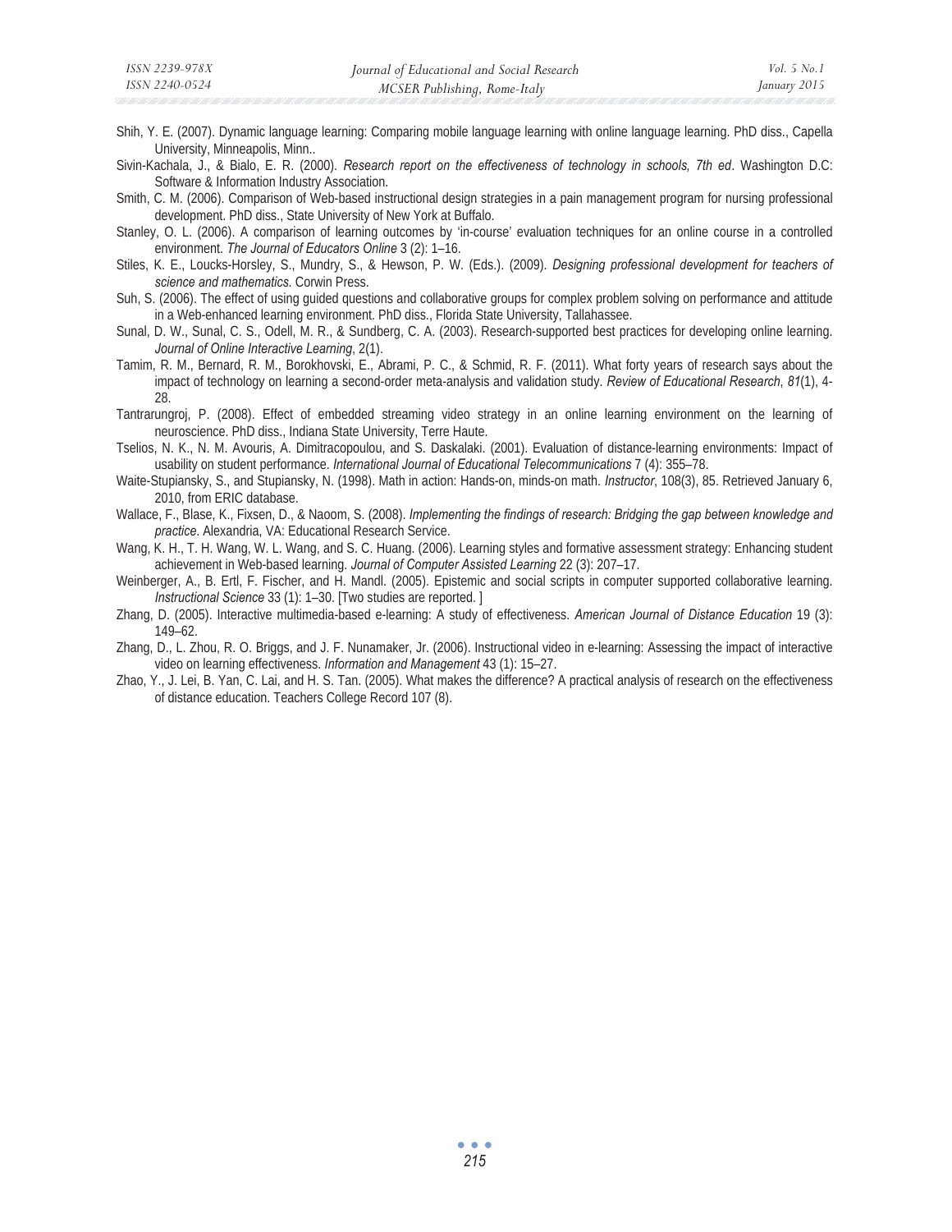Shih, Y. E. (2007). Dynamic language learning: Comparing mobile language learning with online language learning. PhD diss., Capella University, Minneapolis, Minn..

Sivin-Kachala, J., & Bialo, E. R. (2000). *Research report on the effectiveness of technology in schools, 7th ed*. Washington D.C: Software & Information Industry Association.

Smith, C. M. (2006). Comparison of Web-based instructional design strategies in a pain management program for nursing professional development. PhD diss., State University of New York at Buffalo.

Stanley, O. L. (2006). A comparison of learning outcomes by 'in-course' evaluation techniques for an online course in a controlled environment. *The Journal of Educators Online* 3 (2): 1–16.

Stiles, K. E., Loucks-Horsley, S., Mundry, S., & Hewson, P. W. (Eds.). (2009). *Designing professional development for teachers of science and mathematics.* Corwin Press.

Suh, S. (2006). The effect of using guided questions and collaborative groups for complex problem solving on performance and attitude in a Web-enhanced learning environment. PhD diss., Florida State University, Tallahassee.

Sunal, D. W., Sunal, C. S., Odell, M. R., & Sundberg, C. A. (2003). Research-supported best practices for developing online learning. *Journal of Online Interactive Learning*, 2(1).

Tamim, R. M., Bernard, R. M., Borokhovski, E., Abrami, P. C., & Schmid, R. F. (2011). What forty years of research says about the impact of technology on learning a second-order meta-analysis and validation study. *Review of Educational Research*, *81*(1), 4-28.

Tantrarungroj, P. (2008). Effect of embedded streaming video strategy in an online learning environment on the learning of neuroscience. PhD diss., Indiana State University, Terre Haute.

Tselios, N. K., N. M. Avouris, A. Dimitracopoulou, and S. Daskalaki. (2001). Evaluation of distance-learning environments: Impact of usability on student performance. *International Journal of Educational Telecommunications* 7 (4): 355–78.

Waite-Stupiansky, S., and Stupiansky, N. (1998). Math in action: Hands-on, minds-on math. *Instructor*, 108(3), 85. Retrieved January 6, 2010, from ERIC database.

Wallace, F., Blase, K., Fixsen, D., & Naoom, S. (2008). *Implementing the findings of research: Bridging the gap between knowledge and practice*. Alexandria, VA: Educational Research Service.

Wang, K. H., T. H. Wang, W. L. Wang, and S. C. Huang. (2006). Learning styles and formative assessment strategy: Enhancing student achievement in Web-based learning. *Journal of Computer Assisted Learning* 22 (3): 207–17.

Weinberger, A., B. Ertl, F. Fischer, and H. Mandl. (2005). Epistemic and social scripts in computer supported collaborative learning. *Instructional Science* 33 (1): 1–30. [Two studies are reported. ]

Zhang, D. (2005). Interactive multimedia-based e-learning: A study of effectiveness. *American Journal of Distance Education* 19 (3): 149–62.

Zhang, D., L. Zhou, R. O. Briggs, and J. F. Nunamaker, Jr. (2006). Instructional video in e-learning: Assessing the impact of interactive video on learning effectiveness. *Information and Management* 43 (1): 15–27.

Zhao, Y., J. Lei, B. Yan, C. Lai, and H. S. Tan. (2005). What makes the difference? A practical analysis of research on the effectiveness of distance education. Teachers College Record 107 (8).